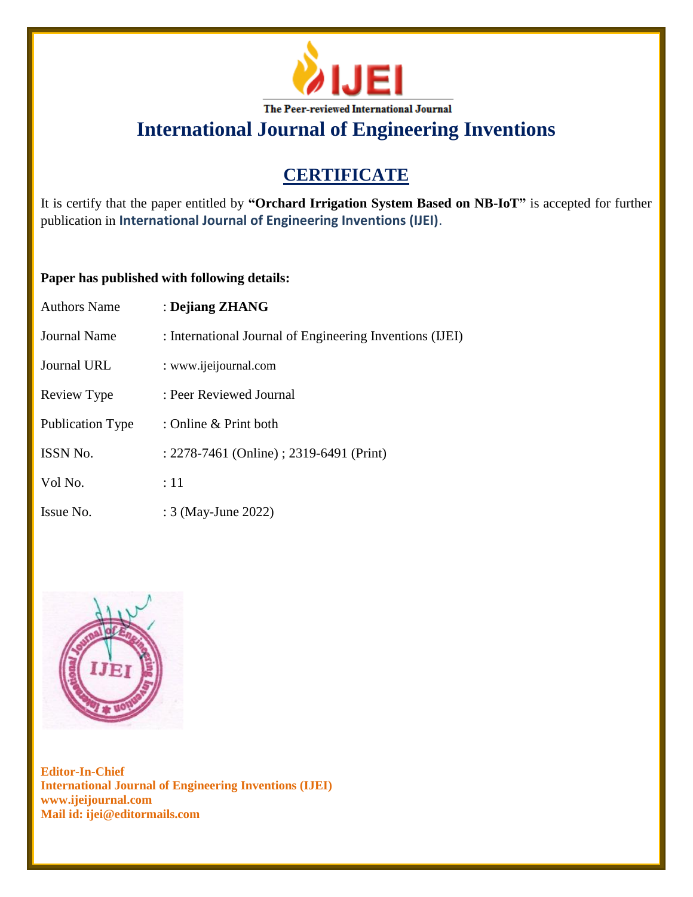**IJEI**

The Peer-reviewed International Journal

# International Journal of Engineering Inventions

## CERTIFICATE

It is certify that the paper entitled by **"Orchard Irrigation System Based on NB-IoT"** is accepted for further publication in **International Journal of Engineering Inventions (IJEI)**.

**Paper has published with following details:**

| | |
|---|---|
| Authors Name | : **Dejiang ZHANG** |
| Journal Name | : International Journal of Engineering Inventions (IJEI) |
| Journal URL | : www.ijeijournal.com |
| Review Type | : Peer Reviewed Journal |
| Publication Type | : Online & Print both |
| ISSN No. | : 2278-7461 (Online) ; 2319-6491 (Print) |
| Vol No. | : 11 |
| Issue No. | : 3 (May-June 2022) |

**Editor-In-Chief**
**International Journal of Engineering Inventions (IJEI)**
**www.ijeijournal.com**
**Mail id: ijei@editormails.com**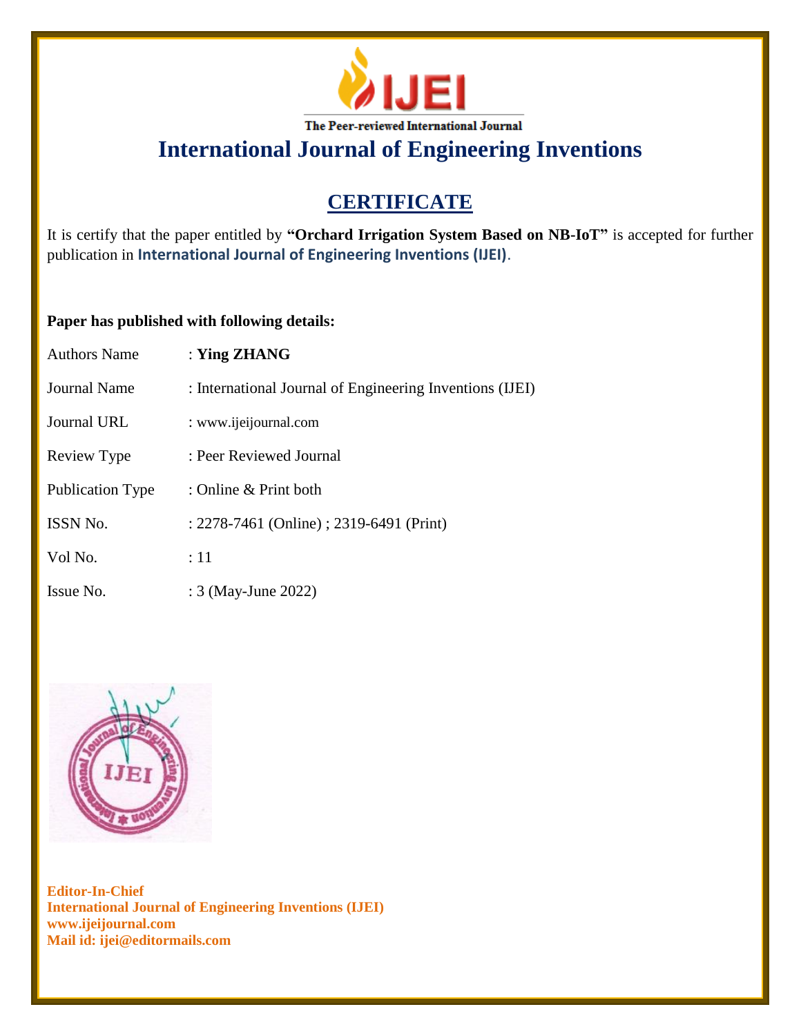# IJEI

The Peer-reviewed International Journal

# International Journal of Engineering Inventions

## CERTIFICATE

It is certify that the paper entitled by **"Orchard Irrigation System Based on NB-IoT"** is accepted for further publication in **International Journal of Engineering Inventions (IJEI)**.

**Paper has published with following details:**

| | |
|---|---|
| Authors Name | : **Ying ZHANG** |
| Journal Name | : International Journal of Engineering Inventions (IJEI) |
| Journal URL | : www.ijeijournal.com |
| Review Type | : Peer Reviewed Journal |
| Publication Type | : Online & Print both |
| ISSN No. | : 2278-7461 (Online) ; 2319-6491 (Print) |
| Vol No. | : 11 |
| Issue No. | : 3 (May-June 2022) |

**Editor-In-Chief**
**International Journal of Engineering Inventions (IJEI)**
**www.ijeijournal.com**
**Mail id: ijei@editormails.com**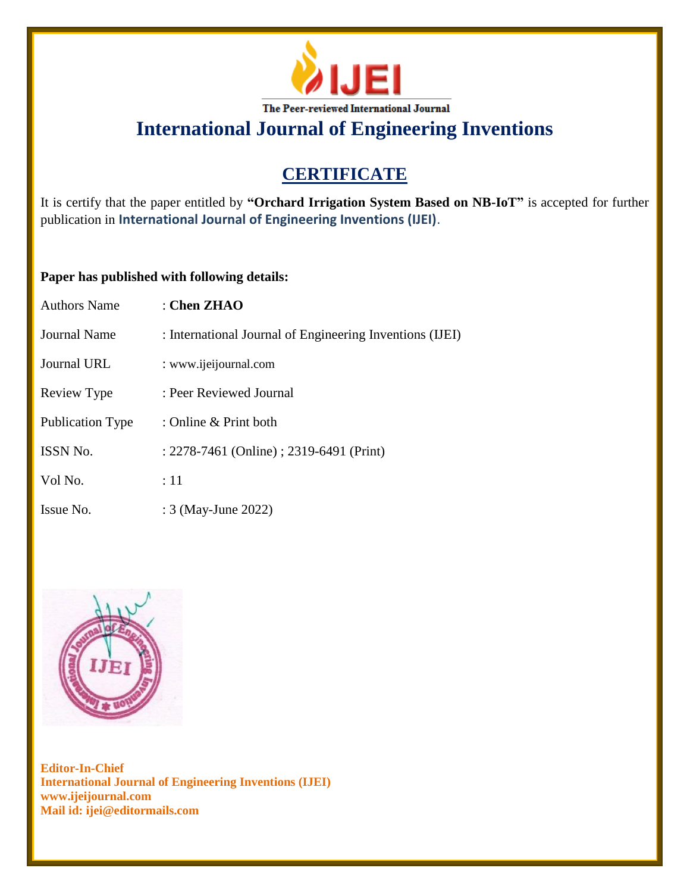IJEI

The Peer-reviewed International Journal

# International Journal of Engineering Inventions

## CERTIFICATE

It is certify that the paper entitled by **"Orchard Irrigation System Based on NB-IoT"** is accepted for further publication in **International Journal of Engineering Inventions (IJEI)**.

**Paper has published with following details:**

| | |
|---|---|
| Authors Name | : **Chen ZHAO** |
| Journal Name | : International Journal of Engineering Inventions (IJEI) |
| Journal URL | : www.ijeijournal.com |
| Review Type | : Peer Reviewed Journal |
| Publication Type | : Online & Print both |
| ISSN No. | : 2278-7461 (Online) ; 2319-6491 (Print) |
| Vol No. | : 11 |
| Issue No. | : 3 (May-June 2022) |

**Editor-In-Chief**
**International Journal of Engineering Inventions (IJEI)**
**www.ijeijournal.com**
**Mail id: ijei@editormails.com**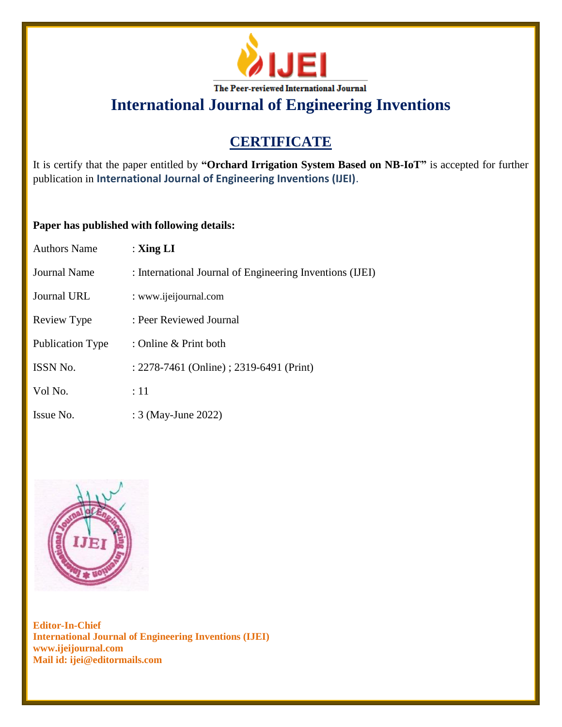IJEI

The Peer-reviewed International Journal

# International Journal of Engineering Inventions

## CERTIFICATE

It is certify that the paper entitled by **"Orchard Irrigation System Based on NB-IoT"** is accepted for further publication in **International Journal of Engineering Inventions (IJEI)**.

**Paper has published with following details:**

| | |
|---|---|
| Authors Name | : **Xing LI** |
| Journal Name | : International Journal of Engineering Inventions (IJEI) |
| Journal URL | : www.ijeijournal.com |
| Review Type | : Peer Reviewed Journal |
| Publication Type | : Online & Print both |
| ISSN No. | : 2278-7461 (Online) ; 2319-6491 (Print) |
| Vol No. | : 11 |
| Issue No. | : 3 (May-June 2022) |

**Editor-In-Chief**
**International Journal of Engineering Inventions (IJEI)**
**www.ijeijournal.com**
**Mail id: ijei@editormails.com**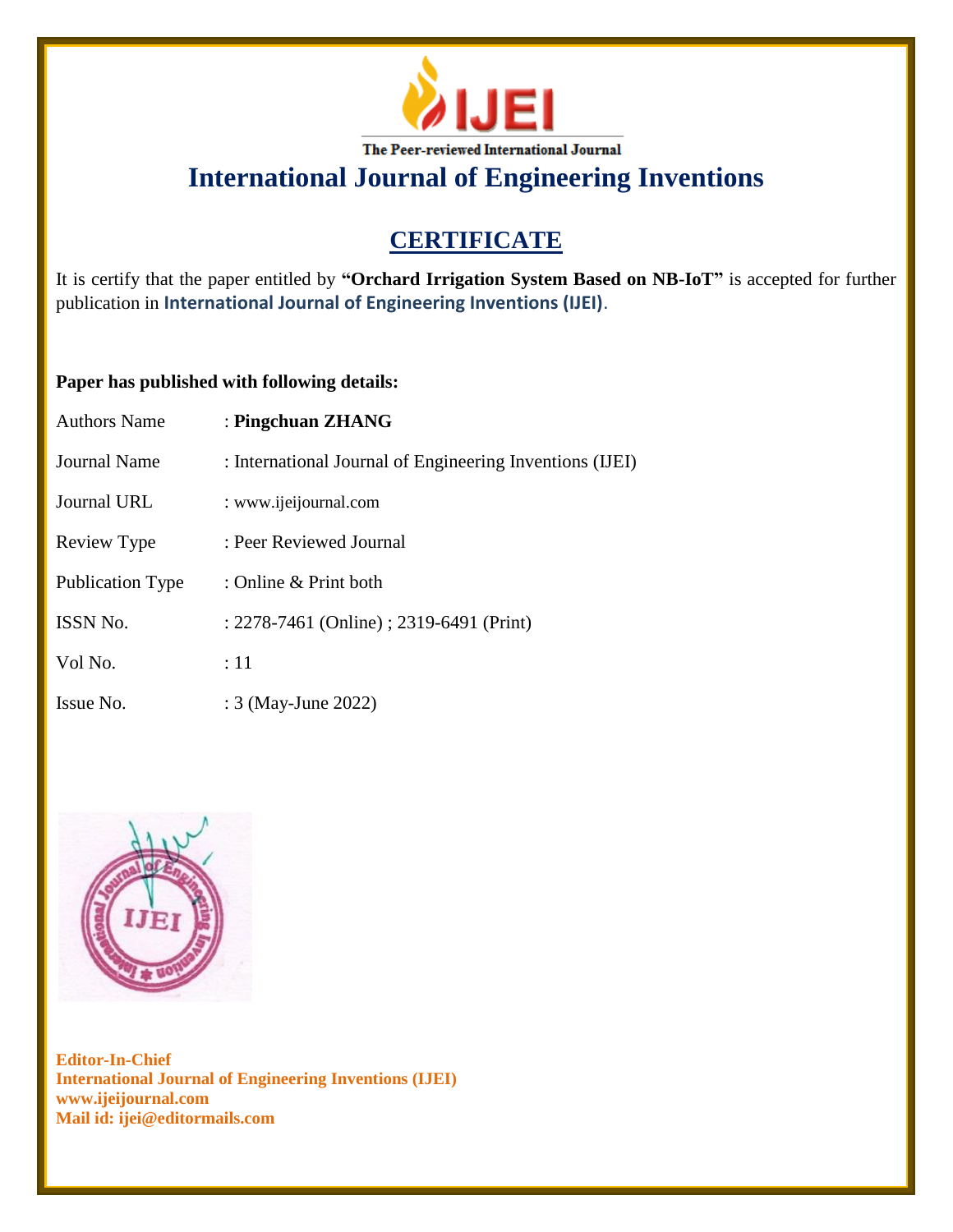IJEI

The Peer-reviewed International Journal

# International Journal of Engineering Inventions

## CERTIFICATE

It is certify that the paper entitled by **"Orchard Irrigation System Based on NB-IoT"** is accepted for further publication in **International Journal of Engineering Inventions (IJEI)**.

**Paper has published with following details:**

| | |
|---|---|
| Authors Name | : **Pingchuan ZHANG** |
| Journal Name | : International Journal of Engineering Inventions (IJEI) |
| Journal URL | : www.ijeijournal.com |
| Review Type | : Peer Reviewed Journal |
| Publication Type | : Online & Print both |
| ISSN No. | : 2278-7461 (Online) ; 2319-6491 (Print) |
| Vol No. | : 11 |
| Issue No. | : 3 (May-June 2022) |

**Editor-In-Chief**
**International Journal of Engineering Inventions (IJEI)**
**www.ijeijournal.com**
**Mail id: ijei@editormails.com**